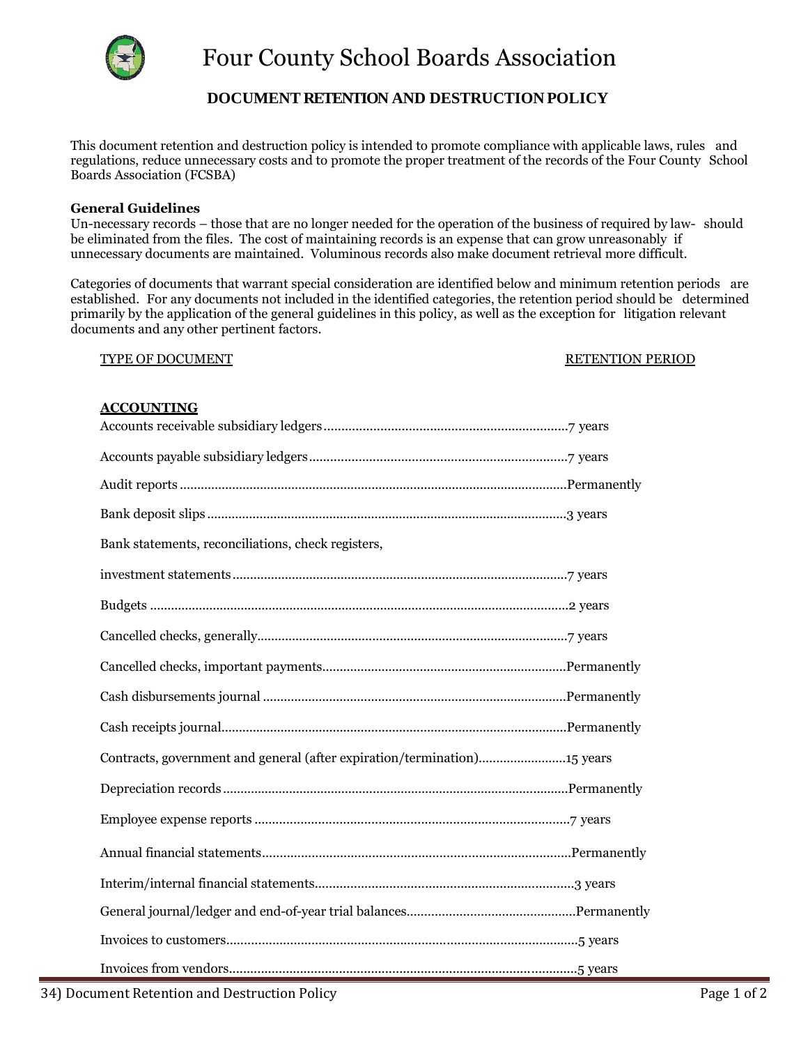# Four County School Boards Association

## DOCUMENT RETENTION AND DESTRUCTION POLICY

This document retention and destruction policy is intended to promote compliance with applicable laws, rules and regulations, reduce unnecessary costs and to promote the proper treatment of the records of the Four County School Boards Association (FCSBA)

**General Guidelines**

Un-necessary records – those that are no longer needed for the operation of the business of required by law- should be eliminated from the files. The cost of maintaining records is an expense that can grow unreasonably if unnecessary documents are maintained. Voluminous records also make document retrieval more difficult.

Categories of documents that warrant special consideration are identified below and minimum retention periods are established. For any documents not included in the identified categories, the retention period should be determined primarily by the application of the general guidelines in this policy, as well as the exception for litigation relevant documents and any other pertinent factors.

| TYPE OF DOCUMENT | RETENTION PERIOD |
|---|---|
| **ACCOUNTING** | |
| Accounts receivable subsidiary ledgers | 7 years |
| Accounts payable subsidiary ledgers | 7 years |
| Audit reports | Permanently |
| Bank deposit slips | 3 years |
| Bank statements, reconciliations, check registers, investment statements | 7 years |
| Budgets | 2 years |
| Cancelled checks, generally | 7 years |
| Cancelled checks, important payments | Permanently |
| Cash disbursements journal | Permanently |
| Cash receipts journal | Permanently |
| Contracts, government and general (after expiration/termination) | 15 years |
| Depreciation records | Permanently |
| Employee expense reports | 7 years |
| Annual financial statements | Permanently |
| Interim/internal financial statements | 3 years |
| General journal/ledger and end-of-year trial balances | Permanently |
| Invoices to customers | 5 years |
| Invoices from vendors | 5 years |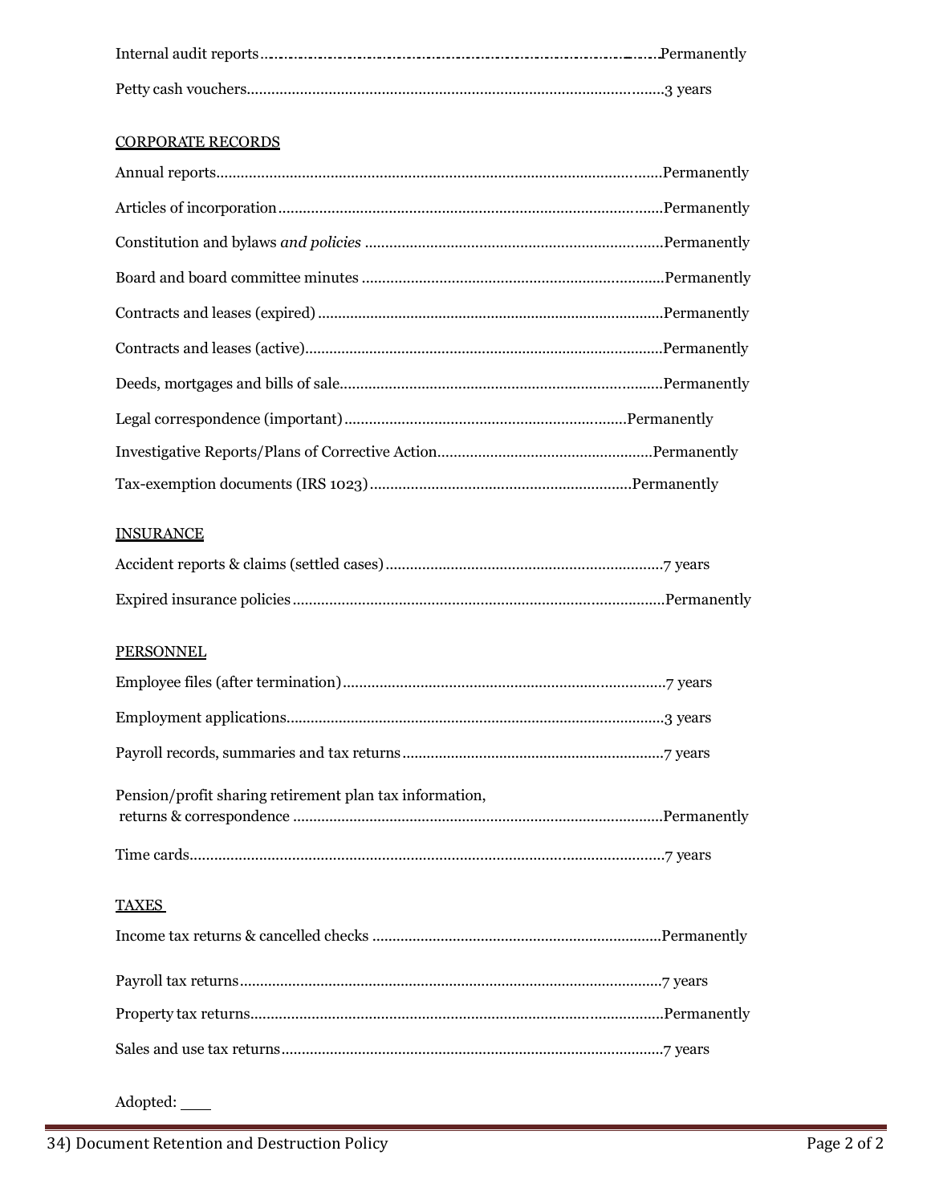Internal audit reports........................................................................................Permanently

Petty cash vouchers..........................................................................................3 years

CORPORATE RECORDS

Annual reports..................................................................................................Permanently

Articles of incorporation...................................................................................Permanently

Constitution and bylaws *and policies* ..........................................................Permanently

Board and board committee minutes ...............................................................Permanently

Contracts and leases (expired) ..........................................................................Permanently

Contracts and leases (active)............................................................................Permanently

Deeds, mortgages and bills of sale....................................................................Permanently

Legal correspondence (important)...................................................................Permanently

Investigative Reports/Plans of Corrective Action...........................................Permanently

Tax-exemption documents (IRS 1023)..............................................................Permanently

INSURANCE

Accident reports & claims (settled cases)..........................................................7 years

Expired insurance policies.................................................................................Permanently

PERSONNEL

Employee files (after termination).....................................................................7 years

Employment applications...................................................................................3 years

Payroll records, summaries and tax returns.......................................................7 years

Pension/profit sharing retirement plan tax information,
returns & correspondence .................................................................................Permanently

Time cards.........................................................................................................7 years

TAXES

Income tax returns & cancelled checks .............................................................Permanently

Payroll tax returns..............................................................................................7 years

Property tax returns...........................................................................................Permanently

Sales and use tax returns...................................................................................7 years

Adopted: ___